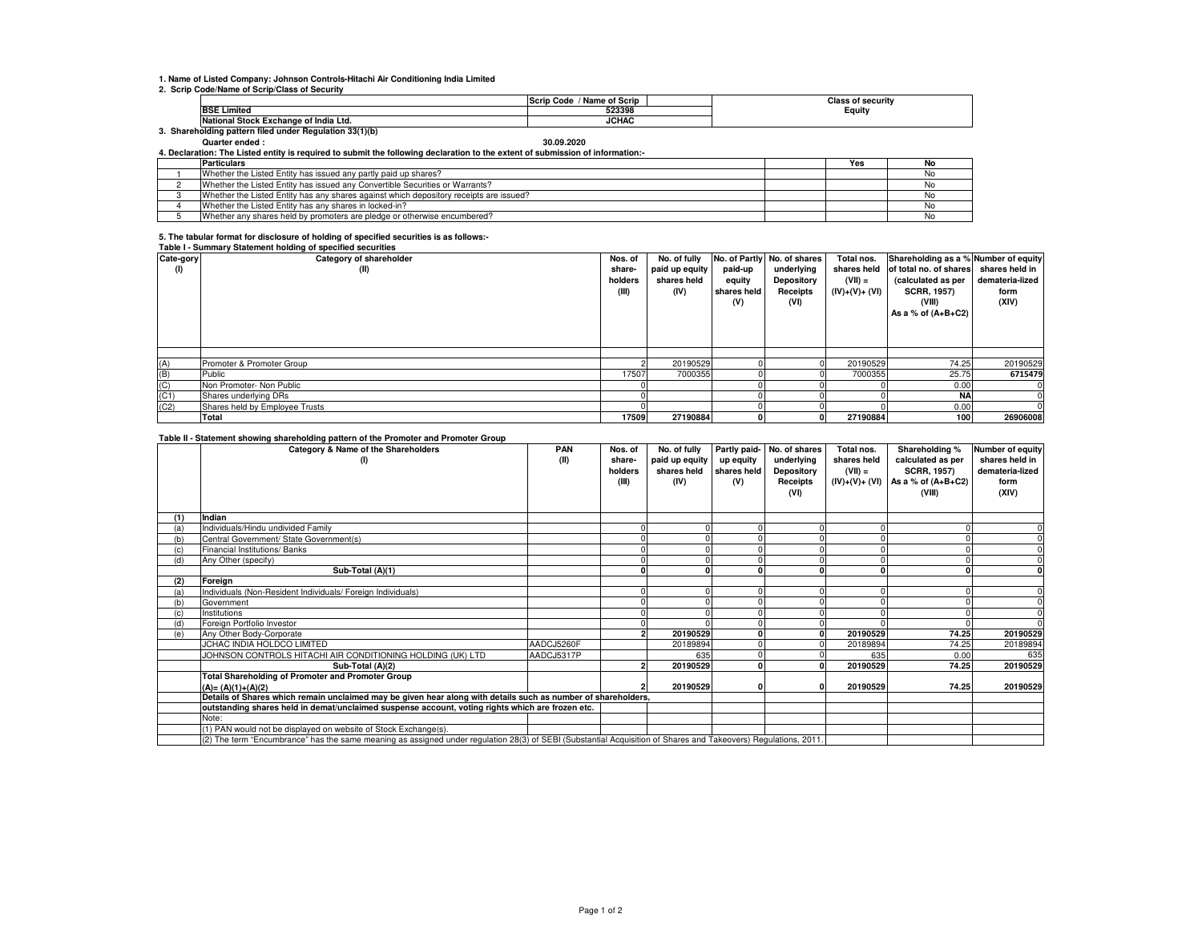1. Name of Listed Company: Johnson Controls-Hitachi Air Conditioning India Limited

2. Scrip Code/Name of Scrip/Class of Security

| | Scrip Code / Name of Scrip | Class of security |
|---|---|---|
| BSE Limited | 523398 | Equity |
| National Stock Exchange of India Ltd. | JCHAC | |

3. Shareholding pattern filed under Regulation 33(1)(b)

Quarter ended : 30.09.2020

4. Declaration: The Listed entity is required to submit the following declaration to the extent of submission of information:-

| | Particulars | Yes | No |
|---|---|---|---|
| 1 | Whether the Listed Entity has issued any partly paid up shares? | | No |
| 2 | Whether the Listed Entity has issued any Convertible Securities or Warrants? | | No |
| 3 | Whether the Listed Entity has any shares against which depository receipts are issued? | | No |
| 4 | Whether the Listed Entity has any shares in locked-in? | | No |
| 5 | Whether any shares held by promoters are pledge or otherwise encumbered? | | No |

5. The tabular format for disclosure of holding of specified securities is as follows:-

Table I - Summary Statement holding of specified securities

| Cate-gory (I) | Category of shareholder (II) | Nos. of share-holders (III) | No. of fully paid up equity shares held (IV) | No. of Partly paid-up equity shares held (V) | No. of shares underlying Depository Receipts (VI) | Total nos. shares held (VII) = (IV)+(V)+ (VI) | Shareholding as a % of total no. of shares (calculated as per SCRR, 1957) (VIII) As a % of (A+B+C2) | Number of equity shares held in demateria-lized form (XIV) |
|---|---|---|---|---|---|---|---|---|
| (A) | Promoter & Promoter Group | 2 | 20190529 | 0 | 0 | 20190529 | 74.25 | 20190529 |
| (B) | Public | 17507 | 7000355 | 0 | 0 | 7000355 | 25.75 | 6715479 |
| (C) | Non Promoter- Non Public | 0 | | 0 | 0 | 0 | 0.00 | 0 |
| (C1) | Shares underlying DRs | 0 | | 0 | 0 | 0 | NA | 0 |
| (C2) | Shares held by Employee Trusts | 0 | | 0 | 0 | 0 | 0.00 | 0 |
| | **Total** | **17509** | **27190884** | **0** | **0** | **27190884** | **100** | **26906008** |

Table II - Statement showing shareholding pattern of the Promoter and Promoter Group

| | Category & Name of the Shareholders (I) | PAN (II) | Nos. of share-holders (III) | No. of fully paid up equity shares held (IV) | Partly paid-up equity shares held (V) | No. of shares underlying Depository Receipts (VI) | Total nos. shares held (VII) = (IV)+(V)+ (VI) | Shareholding % calculated as per SCRR, 1957) As a % of (A+B+C2) (VIII) | Number of equity shares held in demateria-lized form (XIV) |
|---|---|---|---|---|---|---|---|---|---|
| **(1)** | **Indian** | | | | | | | | |
| (a) | Individuals/Hindu undivided Family | | 0 | 0 | 0 | 0 | 0 | 0 | 0 |
| (b) | Central Government/ State Government(s) | | 0 | 0 | 0 | 0 | 0 | 0 | 0 |
| (c) | Financial Institutions/ Banks | | 0 | 0 | 0 | 0 | 0 | 0 | 0 |
| (d) | Any Other (specify) | | 0 | 0 | 0 | 0 | 0 | 0 | 0 |
| | **Sub-Total (A)(1)** | | **0** | **0** | **0** | **0** | **0** | **0** | **0** |
| **(2)** | **Foreign** | | | | | | | | |
| (a) | Individuals (Non-Resident Individuals/ Foreign Individuals) | | 0 | 0 | 0 | 0 | 0 | 0 | 0 |
| (b) | Government | | 0 | 0 | 0 | 0 | 0 | 0 | 0 |
| (c) | Institutions | | 0 | 0 | 0 | 0 | 0 | 0 | 0 |
| (d) | Foreign Portfolio Investor | | 0 | 0 | 0 | 0 | 0 | 0 | 0 |
| (e) | Any Other Body-Corporate | | **2** | **20190529** | **0** | **0** | **20190529** | **74.25** | **20190529** |
| | JCHAC INDIA HOLDCO LIMITED | AADCJ5260F | | 20189894 | 0 | 0 | 20189894 | 74.25 | 20189894 |
| | JOHNSON CONTROLS HITACHI AIR CONDITIONING HOLDING (UK) LTD | AADCJ5317P | | 635 | 0 | 0 | 635 | 0.00 | 635 |
| | **Sub-Total (A)(2)** | | **2** | **20190529** | **0** | **0** | **20190529** | **74.25** | **20190529** |
| | **Total Shareholding of Promoter and Promoter Group (A)= (A)(1)+(A)(2)** | | **2** | **20190529** | **0** | **0** | **20190529** | **74.25** | **20190529** |
| | **Details of Shares which remain unclaimed may be given hear along with details such as number of shareholders, outstanding shares held in demat/unclaimed suspense account, voting rights which are frozen etc.** | | | | | | | | |
| | Note: | | | | | | | | |
| | (1) PAN would not be displayed on website of Stock Exchange(s). | | | | | | | | |
| | (2) The term "Encumbrance" has the same meaning as assigned under regulation 28(3) of SEBI (Substantial Acquisition of Shares and Takeovers) Regulations, 2011. | | | | | | | | |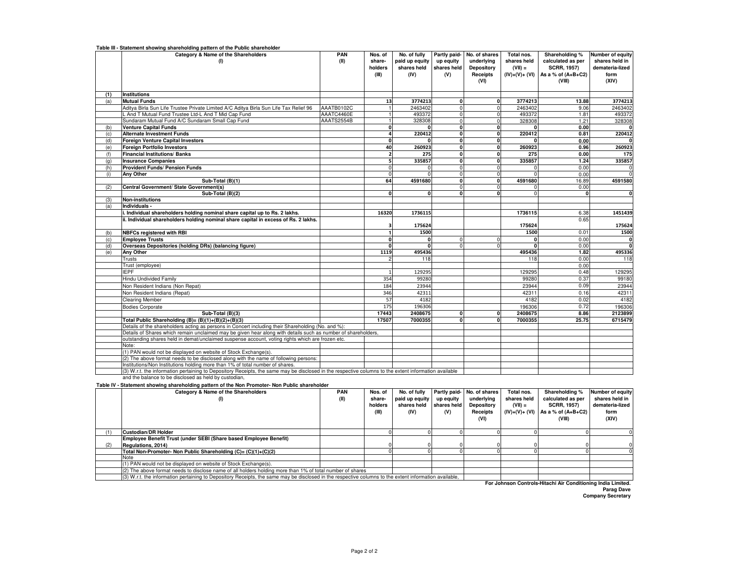**Table III - Statement showing shareholding pattern of the Public shareholder**

| | Category & Name of the Shareholders (I) | PAN (II) | Nos. of share-holders (III) | No. of fully paid up equity shares held (IV) | Partly paid-up equity shares held (V) | No. of shares underlying Depository Receipts (VI) | Total nos. shares held (VII) = (IV)+(V)+ (VI) | Shareholding % calculated as per SCRR, 1957) As a % of (A+B+C2) (VIII) | Number of equity shares held in demateria-lized form (XIV) |
|---|---|---|---|---|---|---|---|---|---|
| (1) | **Institutions** | | | | | | | | |
| (a) | **Mutual Funds** | | 13 | 3774213 | 0 | 0 | 3774213 | 13.88 | 3774213 |
| | Aditya Birla Sun Life Trustee Private Limited A/C Aditya Birla Sun Life Tax Relief 96 | AAATB0102C | 1 | 2463402 | 0 | 0 | 2463402 | 9.06 | 2463402 |
| | L And T Mutual Fund Trustee Ltd-L And T Mid Cap Fund | AAATC4460E | 1 | 493372 | 0 | 0 | 493372 | 1.81 | 493372 |
| | Sundaram Mutual Fund A/C Sundaram Small Cap Fund | AAATS2554B | 1 | 328308 | 0 | 0 | 328308 | 1.21 | 328308 |
| (b) | **Venture Capital Funds** | | 0 | 0 | 0 | 0 | 0 | 0.00 | 0 |
| (c) | **Alternate Investment Funds** | | 4 | 220412 | 0 | 0 | 220412 | 0.81 | 220412 |
| (d) | **Foreign Venture Capital Investors** | | 0 | 0 | 0 | 0 | 0 | 0.00 | 0 |
| (e) | **Foreign Portfolio Investors** | | 40 | 260923 | 0 | 0 | 260923 | 0.96 | 260923 |
| (f) | **Financial Institutions/ Banks** | | 2 | 275 | 0 | 0 | 275 | 0.00 | 175 |
| (g) | **Insurance Companies** | | 5 | 335857 | 0 | 0 | 335857 | 1.24 | 335857 |
| (h) | **Provident Funds/ Pension Funds** | | 0 | 0 | 0 | 0 | 0 | 0.00 | 0 |
| (i) | **Any Other** | | 0 | 0 | 0 | 0 | 0 | 0.00 | 0 |
| | **Sub-Total (B)(1)** | | 64 | 4591680 | 0 | 0 | 4591680 | 16.89 | 4591580 |
| (2) | **Central Government/ State Government(s)** | | | | 0 | 0 | 0 | 0.00 | |
| | **Sub-Total (B)(2)** | | 0 | 0 | 0 | 0 | 0 | 0 | 0 |
| (3) | **Non-institutions** | | | | | | | | |
| (a) | **Individuals -** | | | | | | | | |
| | **i. Individual shareholders holding nominal share capital up to Rs. 2 lakhs.** | | 16320 | 1736115 | | | 1736115 | 6.38 | 1451439 |
| | **ii. Individual shareholders holding nominal share capital in excess of Rs. 2 lakhs.** | | 3 | 175624 | | | 175624 | 0.65 | 175624 |
| (b) | **NBFCs registered with RBI** | | 1 | 1500 | | | 1500 | 0.01 | 1500 |
| (c) | **Employee Trusts** | | 0 | 0 | 0 | 0 | 0 | 0.00 | 0 |
| (d) | **Overseas Depositories (holding DRs) (balancing figure)** | | 0 | 0 | 0 | 0 | 0 | 0.00 | 0 |
| (e) | **Any Other** | | 1119 | 495436 | | | 495436 | 1.82 | 495336 |
| | Trusts | | 2 | 118 | | | 118 | 0.00 | 118 |
| | Trust (employee) | | | | | | | 0.00 | |
| | IEPF | | 1 | 129295 | | | 129295 | 0.48 | 129295 |
| | Hindu Undivided Family | | 354 | 99280 | | | 99280 | 0.37 | 99180 |
| | Non Resident Indians (Non Repat) | | 184 | 23944 | | | 23944 | 0.09 | 23944 |
| | Non Resident Indians (Repat) | | 346 | 42311 | | | 42311 | 0.16 | 42311 |
| | Clearing Member | | 57 | 4182 | | | 4182 | 0.02 | 4182 |
| | Bodies Corporate | | 175 | 196306 | | | 196306 | 0.72 | 196306 |
| | **Sub-Total (B)(3)** | | 17443 | 2408675 | 0 | 0 | 2408675 | 8.86 | 2123899 |
| | **Total Public Shareholding (B)= (B)(1)+(B)(2)+(B)(3)** | | 17507 | 7000355 | 0 | 0 | 7000355 | 25.75 | 6715479 |

Details of the shareholders acting as persons in Concert including their Shareholding (No. and %):

Details of Shares which remain unclaimed may be given hear along with details such as number of shareholders, outstanding shares held in demat/unclaimed suspense account, voting rights which are frozen etc.

Note:

(1) PAN would not be displayed on website of Stock Exchange(s).

(2) The above format needs to be disclosed along with the name of following persons: Institutions/Non Institutions holding more than 1% of total number of shares.

(3) W.r.t. the information pertaining to Depository Receipts, the same may be disclosed in the respective columns to the extent information available and the balance to be disclosed as held by custodian,

**Table IV - Statement showing shareholding pattern of the Non Promoter- Non Public shareholder**

| | Category & Name of the Shareholders (I) | PAN (II) | Nos. of share-holders (III) | No. of fully paid up equity shares held (IV) | Partly paid-up equity shares held (V) | No. of shares underlying Depository Receipts (VI) | Total nos. shares held (VII) = (IV)+(V)+ (VI) | Shareholding % calculated as per SCRR, 1957) As a % of (A+B+C2) (VIII) | Number of equity shares held in demateria-lized form (XIV) |
|---|---|---|---|---|---|---|---|---|---|
| (1) | **Custodian/DR Holder** | | 0 | 0 | 0 | 0 | 0 | 0 | 0 |
| (2) | **Employee Benefit Trust (under SEBI (Share based Employee Benefit) Regulations, 2014)** | | 0 | 0 | 0 | 0 | 0 | 0 | 0 |
| | **Total Non-Promoter- Non Public Shareholding (C)= (C)(1)+(C)(2)** | | 0 | 0 | 0 | 0 | 0 | 0 | 0 |

Note

(1) PAN would not be displayed on website of Stock Exchange(s).

(2) The above format needs to disclose name of all holders holding more than 1% of total number of shares

(3) W.r.t. the information pertaining to Depository Receipts, the same may be disclosed in the respective columns to the extent information available,

**For Johnson Controls-Hitachi Air Conditioning India Limited.**
**Parag Dave**
**Company Secretary**